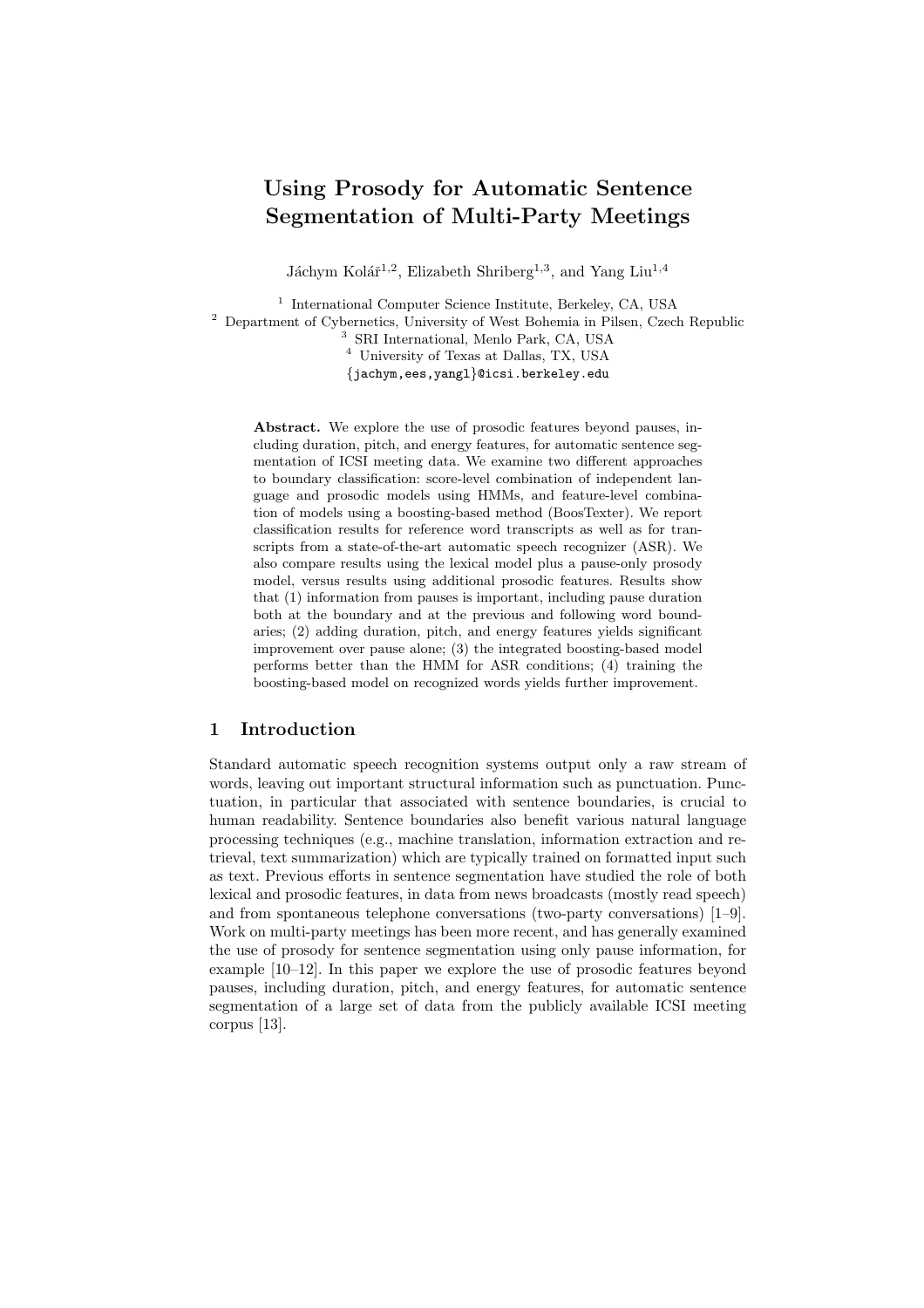# Using Prosody for Automatic Sentence Segmentation of Multi-Party Meetings

Jáchym Kolář[1,2], Elizabeth Shriberg[1,3], and Yang Liu[1,4]

[1] International Computer Science Institute, Berkeley, CA, USA
[2] Department of Cybernetics, University of West Bohemia in Pilsen, Czech Republic
[3] SRI International, Menlo Park, CA, USA
[4] University of Texas at Dallas, TX, USA
{jachym,ees,yangl}@icsi.berkeley.edu

**Abstract.** We explore the use of prosodic features beyond pauses, including duration, pitch, and energy features, for automatic sentence segmentation of ICSI meeting data. We examine two different approaches to boundary classification: score-level combination of independent language and prosodic models using HMMs, and feature-level combination of models using a boosting-based method (BoosTexter). We report classification results for reference word transcripts as well as for transcripts from a state-of-the-art automatic speech recognizer (ASR). We also compare results using the lexical model plus a pause-only prosody model, versus results using additional prosodic features. Results show that (1) information from pauses is important, including pause duration both at the boundary and at the previous and following word boundaries; (2) adding duration, pitch, and energy features yields significant improvement over pause alone; (3) the integrated boosting-based model performs better than the HMM for ASR conditions; (4) training the boosting-based model on recognized words yields further improvement.

## 1 Introduction

Standard automatic speech recognition systems output only a raw stream of words, leaving out important structural information such as punctuation. Punctuation, in particular that associated with sentence boundaries, is crucial to human readability. Sentence boundaries also benefit various natural language processing techniques (e.g., machine translation, information extraction and retrieval, text summarization) which are typically trained on formatted input such as text. Previous efforts in sentence segmentation have studied the role of both lexical and prosodic features, in data from news broadcasts (mostly read speech) and from spontaneous telephone conversations (two-party conversations) [1–9]. Work on multi-party meetings has been more recent, and has generally examined the use of prosody for sentence segmentation using only pause information, for example [10–12]. In this paper we explore the use of prosodic features beyond pauses, including duration, pitch, and energy features, for automatic sentence segmentation of a large set of data from the publicly available ICSI meeting corpus [13].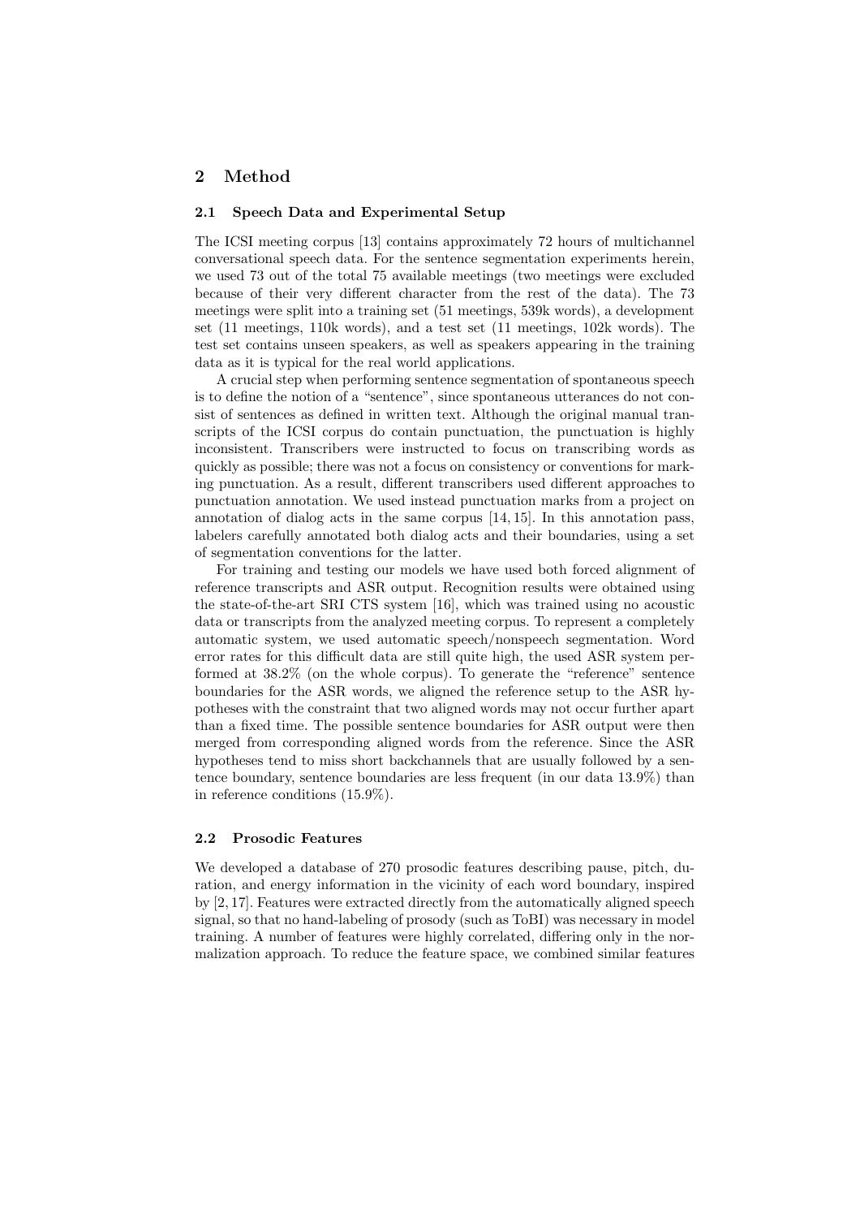## 2 Method

### 2.1 Speech Data and Experimental Setup

The ICSI meeting corpus [13] contains approximately 72 hours of multichannel conversational speech data. For the sentence segmentation experiments herein, we used 73 out of the total 75 available meetings (two meetings were excluded because of their very different character from the rest of the data). The 73 meetings were split into a training set (51 meetings, 539k words), a development set (11 meetings, 110k words), and a test set (11 meetings, 102k words). The test set contains unseen speakers, as well as speakers appearing in the training data as it is typical for the real world applications.

A crucial step when performing sentence segmentation of spontaneous speech is to define the notion of a "sentence", since spontaneous utterances do not consist of sentences as defined in written text. Although the original manual transcripts of the ICSI corpus do contain punctuation, the punctuation is highly inconsistent. Transcribers were instructed to focus on transcribing words as quickly as possible; there was not a focus on consistency or conventions for marking punctuation. As a result, different transcribers used different approaches to punctuation annotation. We used instead punctuation marks from a project on annotation of dialog acts in the same corpus [14, 15]. In this annotation pass, labelers carefully annotated both dialog acts and their boundaries, using a set of segmentation conventions for the latter.

For training and testing our models we have used both forced alignment of reference transcripts and ASR output. Recognition results were obtained using the state-of-the-art SRI CTS system [16], which was trained using no acoustic data or transcripts from the analyzed meeting corpus. To represent a completely automatic system, we used automatic speech/nonspeech segmentation. Word error rates for this difficult data are still quite high, the used ASR system performed at 38.2% (on the whole corpus). To generate the "reference" sentence boundaries for the ASR words, we aligned the reference setup to the ASR hypotheses with the constraint that two aligned words may not occur further apart than a fixed time. The possible sentence boundaries for ASR output were then merged from corresponding aligned words from the reference. Since the ASR hypotheses tend to miss short backchannels that are usually followed by a sentence boundary, sentence boundaries are less frequent (in our data 13.9%) than in reference conditions (15.9%).

### 2.2 Prosodic Features

We developed a database of 270 prosodic features describing pause, pitch, duration, and energy information in the vicinity of each word boundary, inspired by [2, 17]. Features were extracted directly from the automatically aligned speech signal, so that no hand-labeling of prosody (such as ToBI) was necessary in model training. A number of features were highly correlated, differing only in the normalization approach. To reduce the feature space, we combined similar features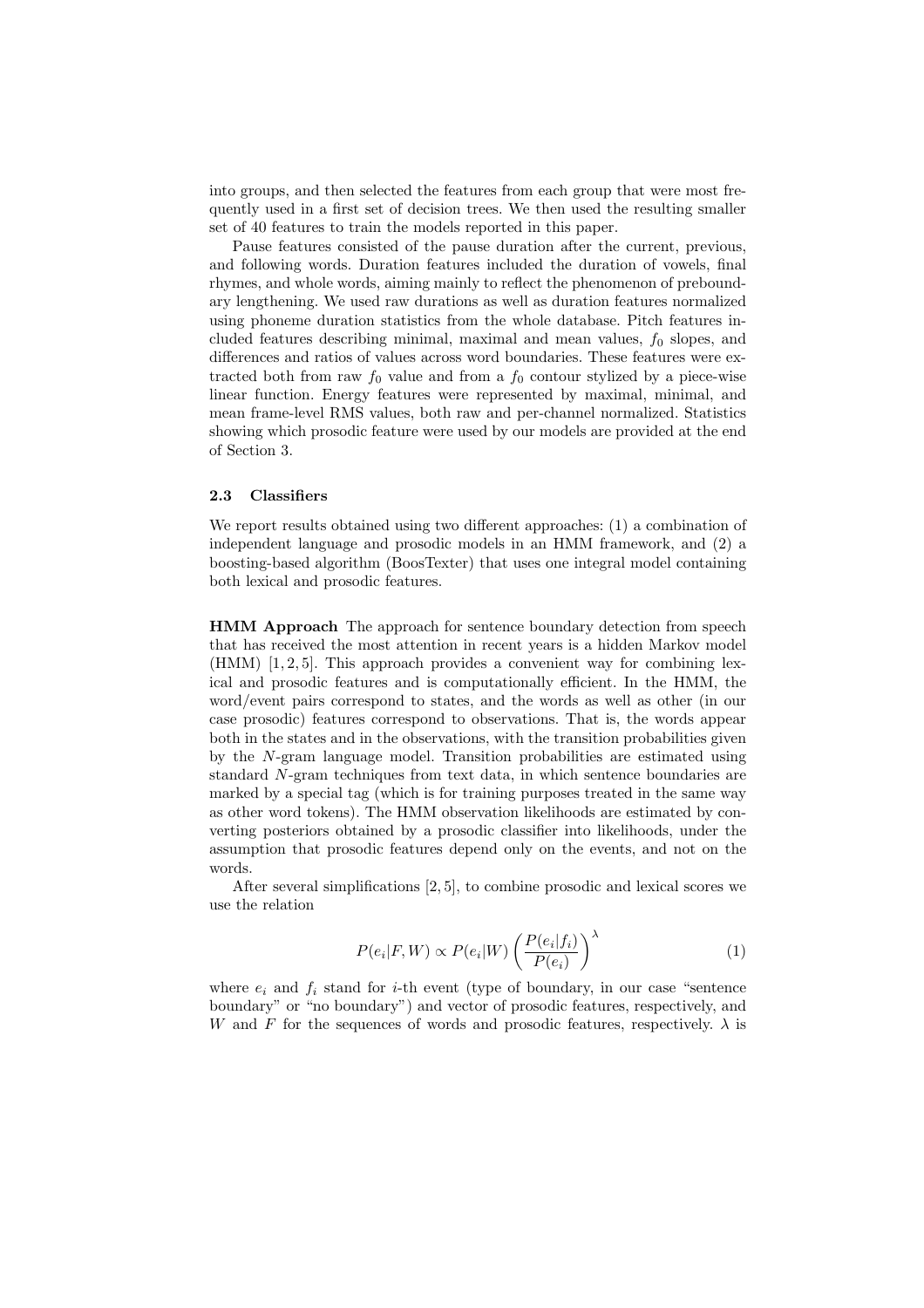into groups, and then selected the features from each group that were most frequently used in a first set of decision trees. We then used the resulting smaller set of 40 features to train the models reported in this paper.

Pause features consisted of the pause duration after the current, previous, and following words. Duration features included the duration of vowels, final rhymes, and whole words, aiming mainly to reflect the phenomenon of preboundary lengthening. We used raw durations as well as duration features normalized using phoneme duration statistics from the whole database. Pitch features included features describing minimal, maximal and mean values, $f_0$ slopes, and differences and ratios of values across word boundaries. These features were extracted both from raw $f_0$ value and from a $f_0$ contour stylized by a piece-wise linear function. Energy features were represented by maximal, minimal, and mean frame-level RMS values, both raw and per-channel normalized. Statistics showing which prosodic feature were used by our models are provided at the end of Section 3.

### 2.3 Classifiers

We report results obtained using two different approaches: (1) a combination of independent language and prosodic models in an HMM framework, and (2) a boosting-based algorithm (BoosTexter) that uses one integral model containing both lexical and prosodic features.

**HMM Approach** The approach for sentence boundary detection from speech that has received the most attention in recent years is a hidden Markov model (HMM) [1, 2, 5]. This approach provides a convenient way for combining lexical and prosodic features and is computationally efficient. In the HMM, the word/event pairs correspond to states, and the words as well as other (in our case prosodic) features correspond to observations. That is, the words appear both in the states and in the observations, with the transition probabilities given by the $N$-gram language model. Transition probabilities are estimated using standard $N$-gram techniques from text data, in which sentence boundaries are marked by a special tag (which is for training purposes treated in the same way as other word tokens). The HMM observation likelihoods are estimated by converting posteriors obtained by a prosodic classifier into likelihoods, under the assumption that prosodic features depend only on the events, and not on the words.

After several simplifications [2, 5], to combine prosodic and lexical scores we use the relation

$$P(e_i|F,W) \propto P(e_i|W)\left(\frac{P(e_i|f_i)}{P(e_i)}\right)^{\lambda} \tag{1}$$

where $e_i$ and $f_i$ stand for $i$-th event (type of boundary, in our case "sentence boundary" or "no boundary") and vector of prosodic features, respectively, and $W$ and $F$ for the sequences of words and prosodic features, respectively. $\lambda$ is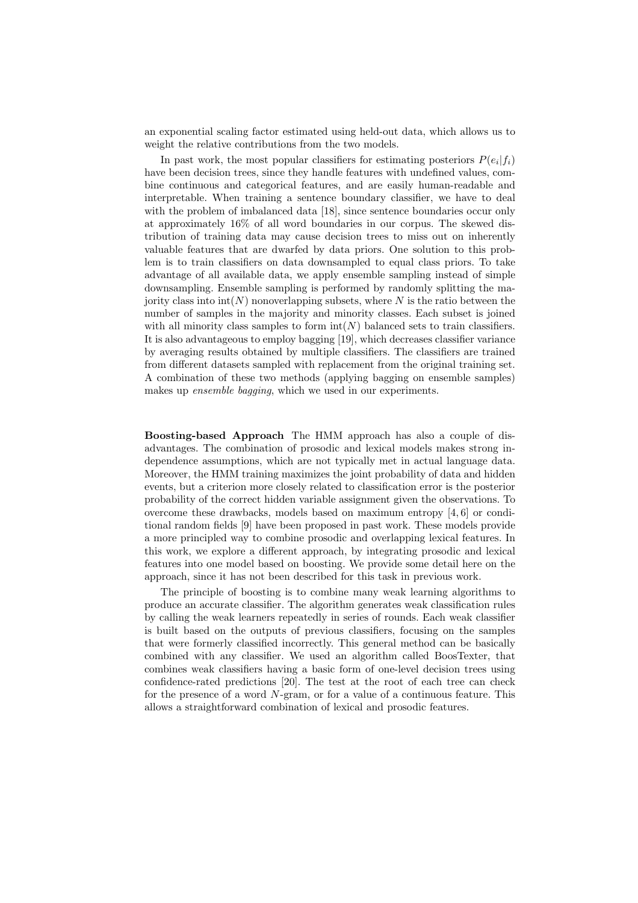an exponential scaling factor estimated using held-out data, which allows us to weight the relative contributions from the two models.

In past work, the most popular classifiers for estimating posteriors $P(e_i|f_i)$ have been decision trees, since they handle features with undefined values, combine continuous and categorical features, and are easily human-readable and interpretable. When training a sentence boundary classifier, we have to deal with the problem of imbalanced data [18], since sentence boundaries occur only at approximately 16% of all word boundaries in our corpus. The skewed distribution of training data may cause decision trees to miss out on inherently valuable features that are dwarfed by data priors. One solution to this problem is to train classifiers on data downsampled to equal class priors. To take advantage of all available data, we apply ensemble sampling instead of simple downsampling. Ensemble sampling is performed by randomly splitting the majority class into $\text{int}(N)$ nonoverlapping subsets, where $N$ is the ratio between the number of samples in the majority and minority classes. Each subset is joined with all minority class samples to form $\text{int}(N)$ balanced sets to train classifiers. It is also advantageous to employ bagging [19], which decreases classifier variance by averaging results obtained by multiple classifiers. The classifiers are trained from different datasets sampled with replacement from the original training set. A combination of these two methods (applying bagging on ensemble samples) makes up *ensemble bagging*, which we used in our experiments.

**Boosting-based Approach** The HMM approach has also a couple of disadvantages. The combination of prosodic and lexical models makes strong independence assumptions, which are not typically met in actual language data. Moreover, the HMM training maximizes the joint probability of data and hidden events, but a criterion more closely related to classification error is the posterior probability of the correct hidden variable assignment given the observations. To overcome these drawbacks, models based on maximum entropy [4, 6] or conditional random fields [9] have been proposed in past work. These models provide a more principled way to combine prosodic and overlapping lexical features. In this work, we explore a different approach, by integrating prosodic and lexical features into one model based on boosting. We provide some detail here on the approach, since it has not been described for this task in previous work.

The principle of boosting is to combine many weak learning algorithms to produce an accurate classifier. The algorithm generates weak classification rules by calling the weak learners repeatedly in series of rounds. Each weak classifier is built based on the outputs of previous classifiers, focusing on the samples that were formerly classified incorrectly. This general method can be basically combined with any classifier. We used an algorithm called BoosTexter, that combines weak classifiers having a basic form of one-level decision trees using confidence-rated predictions [20]. The test at the root of each tree can check for the presence of a word $N$-gram, or for a value of a continuous feature. This allows a straightforward combination of lexical and prosodic features.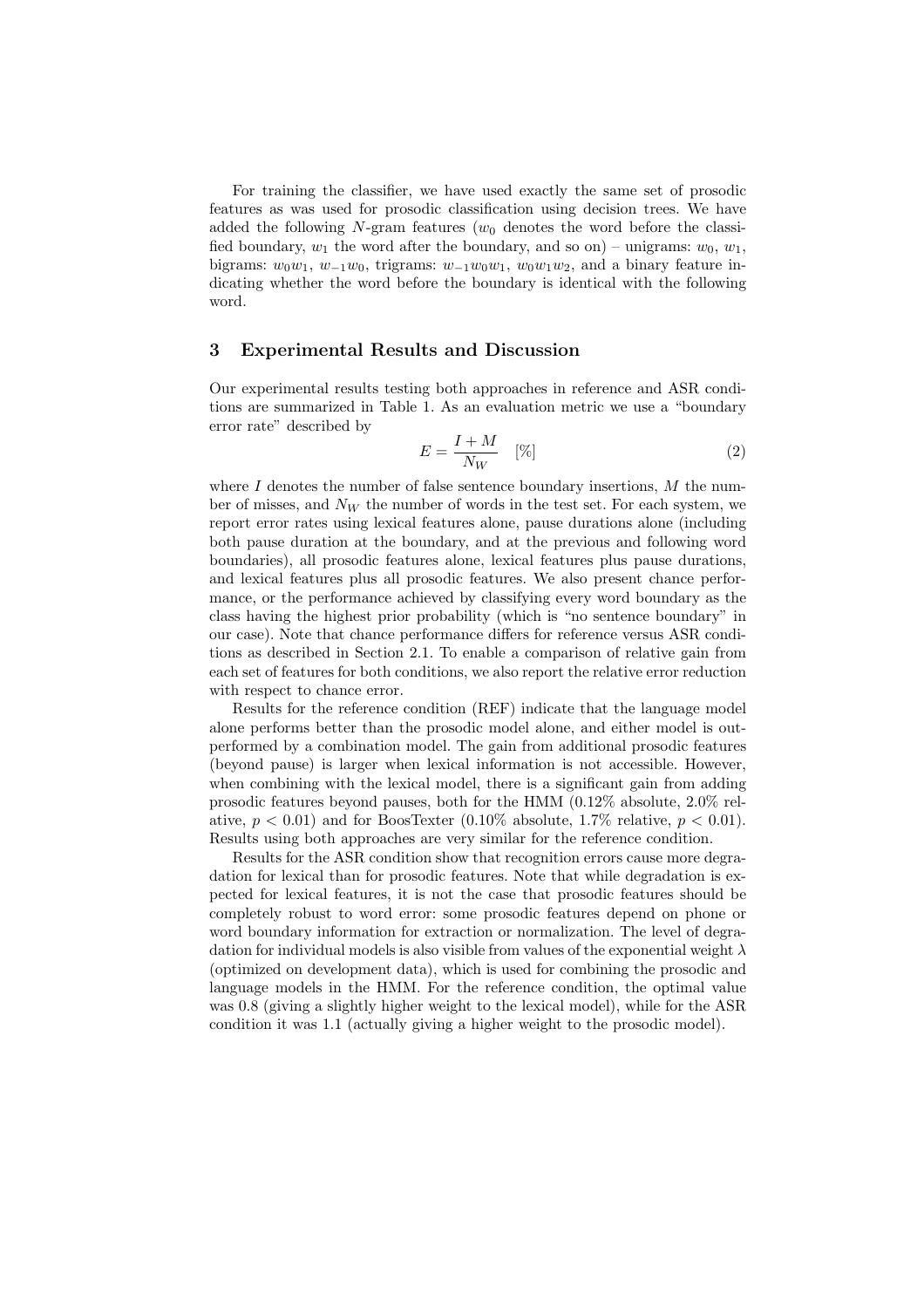For training the classifier, we have used exactly the same set of prosodic features as was used for prosodic classification using decision trees. We have added the following $N$-gram features ($w_0$ denotes the word before the classified boundary, $w_1$ the word after the boundary, and so on) – unigrams: $w_0$, $w_1$, bigrams: $w_0w_1$, $w_{-1}w_0$, trigrams: $w_{-1}w_0w_1$, $w_0w_1w_2$, and a binary feature indicating whether the word before the boundary is identical with the following word.

## 3 Experimental Results and Discussion

Our experimental results testing both approaches in reference and ASR conditions are summarized in Table 1. As an evaluation metric we use a "boundary error rate" described by

$$E = \frac{I + M}{N_W} \quad [\%] \tag{2}$$

where $I$ denotes the number of false sentence boundary insertions, $M$ the number of misses, and $N_W$ the number of words in the test set. For each system, we report error rates using lexical features alone, pause durations alone (including both pause duration at the boundary, and at the previous and following word boundaries), all prosodic features alone, lexical features plus pause durations, and lexical features plus all prosodic features. We also present chance performance, or the performance achieved by classifying every word boundary as the class having the highest prior probability (which is "no sentence boundary" in our case). Note that chance performance differs for reference versus ASR conditions as described in Section 2.1. To enable a comparison of relative gain from each set of features for both conditions, we also report the relative error reduction with respect to chance error.

Results for the reference condition (REF) indicate that the language model alone performs better than the prosodic model alone, and either model is outperformed by a combination model. The gain from additional prosodic features (beyond pause) is larger when lexical information is not accessible. However, when combining with the lexical model, there is a significant gain from adding prosodic features beyond pauses, both for the HMM (0.12% absolute, 2.0% relative, $p < 0.01$) and for BoosTexter (0.10% absolute, 1.7% relative, $p < 0.01$). Results using both approaches are very similar for the reference condition.

Results for the ASR condition show that recognition errors cause more degradation for lexical than for prosodic features. Note that while degradation is expected for lexical features, it is not the case that prosodic features should be completely robust to word error: some prosodic features depend on phone or word boundary information for extraction or normalization. The level of degradation for individual models is also visible from values of the exponential weight $\lambda$ (optimized on development data), which is used for combining the prosodic and language models in the HMM. For the reference condition, the optimal value was 0.8 (giving a slightly higher weight to the lexical model), while for the ASR condition it was 1.1 (actually giving a higher weight to the prosodic model).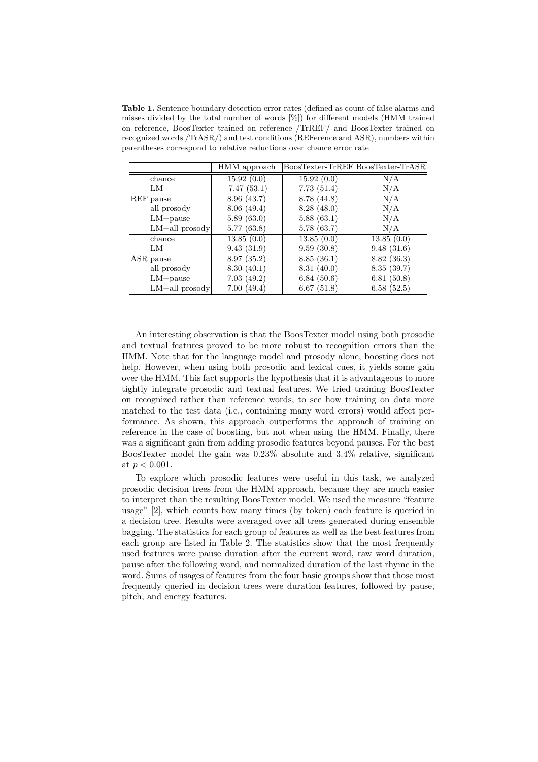**Table 1.** Sentence boundary detection error rates (defined as count of false alarms and misses divided by the total number of words [%]) for different models (HMM trained on reference, BoosTexter trained on reference /TrREF/ and BoosTexter trained on recognized words /TrASR/) and test conditions (REFerence and ASR), numbers within parentheses correspond to relative reductions over chance error rate

| | | HMM approach | BoosTexter-TrREF | BoosTexter-TrASR |
|---|---|---|---|---|
| REF | chance | 15.92 (0.0) | 15.92 (0.0) | N/A |
| | LM | 7.47 (53.1) | 7.73 (51.4) | N/A |
| | pause | 8.96 (43.7) | 8.78 (44.8) | N/A |
| | all prosody | 8.06 (49.4) | 8.28 (48.0) | N/A |
| | LM+pause | 5.89 (63.0) | 5.88 (63.1) | N/A |
| | LM+all prosody | 5.77 (63.8) | 5.78 (63.7) | N/A |
| ASR | chance | 13.85 (0.0) | 13.85 (0.0) | 13.85 (0.0) |
| | LM | 9.43 (31.9) | 9.59 (30.8) | 9.48 (31.6) |
| | pause | 8.97 (35.2) | 8.85 (36.1) | 8.82 (36.3) |
| | all prosody | 8.30 (40.1) | 8.31 (40.0) | 8.35 (39.7) |
| | LM+pause | 7.03 (49.2) | 6.84 (50.6) | 6.81 (50.8) |
| | LM+all prosody | 7.00 (49.4) | 6.67 (51.8) | 6.58 (52.5) |

An interesting observation is that the BoosTexter model using both prosodic and textual features proved to be more robust to recognition errors than the HMM. Note that for the language model and prosody alone, boosting does not help. However, when using both prosodic and lexical cues, it yields some gain over the HMM. This fact supports the hypothesis that it is advantageous to more tightly integrate prosodic and textual features. We tried training BoosTexter on recognized rather than reference words, to see how training on data more matched to the test data (i.e., containing many word errors) would affect performance. As shown, this approach outperforms the approach of training on reference in the case of boosting, but not when using the HMM. Finally, there was a significant gain from adding prosodic features beyond pauses. For the best BoosTexter model the gain was 0.23% absolute and 3.4% relative, significant at $p < 0.001$.

To explore which prosodic features were useful in this task, we analyzed prosodic decision trees from the HMM approach, because they are much easier to interpret than the resulting BoosTexter model. We used the measure "feature usage" [2], which counts how many times (by token) each feature is queried in a decision tree. Results were averaged over all trees generated during ensemble bagging. The statistics for each group of features as well as the best features from each group are listed in Table 2. The statistics show that the most frequently used features were pause duration after the current word, raw word duration, pause after the following word, and normalized duration of the last rhyme in the word. Sums of usages of features from the four basic groups show that those most frequently queried in decision trees were duration features, followed by pause, pitch, and energy features.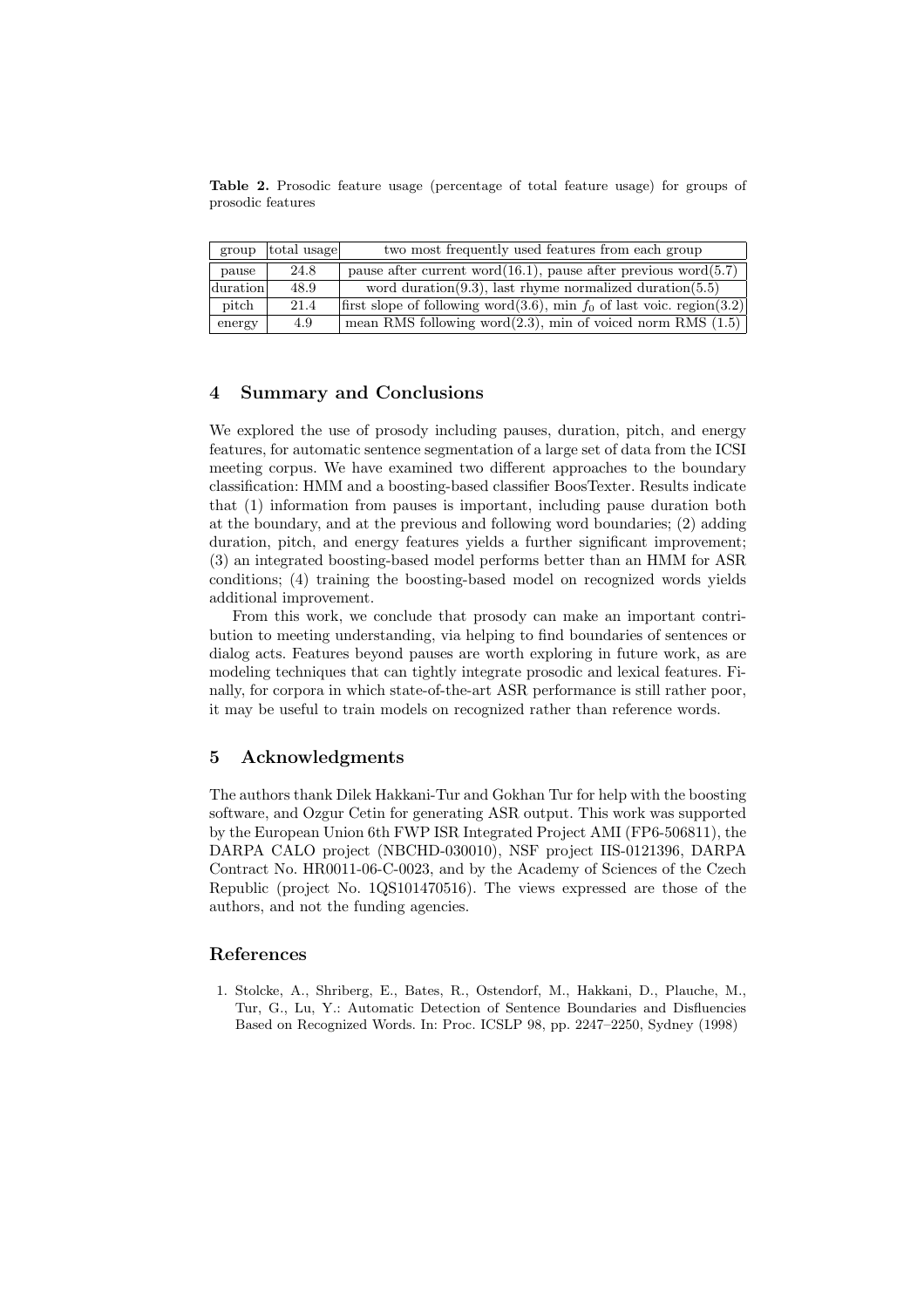**Table 2.** Prosodic feature usage (percentage of total feature usage) for groups of prosodic features

| group | total usage | two most frequently used features from each group |
| --- | --- | --- |
| pause | 24.8 | pause after current word(16.1), pause after previous word(5.7) |
| duration | 48.9 | word duration(9.3), last rhyme normalized duration(5.5) |
| pitch | 21.4 | first slope of following word(3.6), min $f_0$ of last voic. region(3.2) |
| energy | 4.9 | mean RMS following word(2.3), min of voiced norm RMS (1.5) |

## 4 Summary and Conclusions

We explored the use of prosody including pauses, duration, pitch, and energy features, for automatic sentence segmentation of a large set of data from the ICSI meeting corpus. We have examined two different approaches to the boundary classification: HMM and a boosting-based classifier BoosTexter. Results indicate that (1) information from pauses is important, including pause duration both at the boundary, and at the previous and following word boundaries; (2) adding duration, pitch, and energy features yields a further significant improvement; (3) an integrated boosting-based model performs better than an HMM for ASR conditions; (4) training the boosting-based model on recognized words yields additional improvement.

From this work, we conclude that prosody can make an important contribution to meeting understanding, via helping to find boundaries of sentences or dialog acts. Features beyond pauses are worth exploring in future work, as are modeling techniques that can tightly integrate prosodic and lexical features. Finally, for corpora in which state-of-the-art ASR performance is still rather poor, it may be useful to train models on recognized rather than reference words.

## 5 Acknowledgments

The authors thank Dilek Hakkani-Tur and Gokhan Tur for help with the boosting software, and Ozgur Cetin for generating ASR output. This work was supported by the European Union 6th FWP ISR Integrated Project AMI (FP6-506811), the DARPA CALO project (NBCHD-030010), NSF project IIS-0121396, DARPA Contract No. HR0011-06-C-0023, and by the Academy of Sciences of the Czech Republic (project No. 1QS101470516). The views expressed are those of the authors, and not the funding agencies.

## References

1. Stolcke, A., Shriberg, E., Bates, R., Ostendorf, M., Hakkani, D., Plauche, M., Tur, G., Lu, Y.: Automatic Detection of Sentence Boundaries and Disfluencies Based on Recognized Words. In: Proc. ICSLP 98, pp. 2247–2250, Sydney (1998)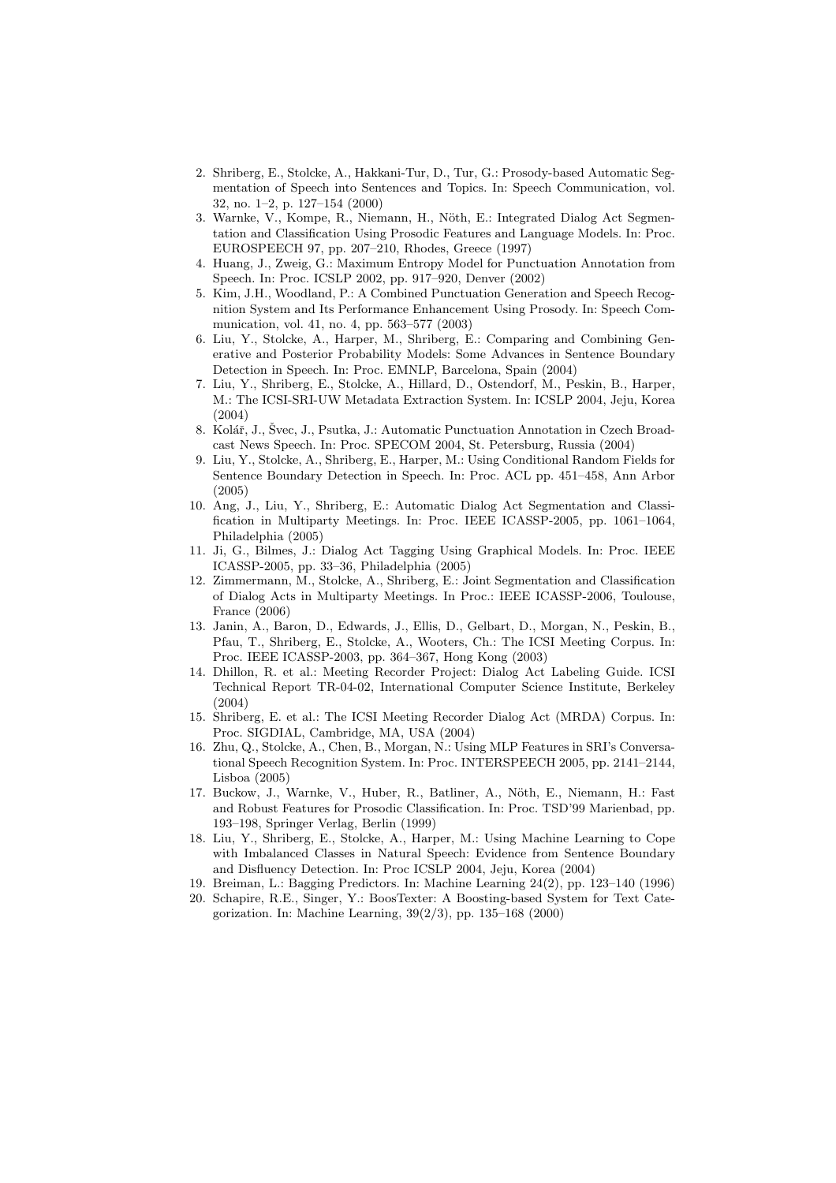2. Shriberg, E., Stolcke, A., Hakkani-Tur, D., Tur, G.: Prosody-based Automatic Segmentation of Speech into Sentences and Topics. In: Speech Communication, vol. 32, no. 1–2, p. 127–154 (2000)
3. Warnke, V., Kompe, R., Niemann, H., Nöth, E.: Integrated Dialog Act Segmentation and Classification Using Prosodic Features and Language Models. In: Proc. EUROSPEECH 97, pp. 207–210, Rhodes, Greece (1997)
4. Huang, J., Zweig, G.: Maximum Entropy Model for Punctuation Annotation from Speech. In: Proc. ICSLP 2002, pp. 917–920, Denver (2002)
5. Kim, J.H., Woodland, P.: A Combined Punctuation Generation and Speech Recognition System and Its Performance Enhancement Using Prosody. In: Speech Communication, vol. 41, no. 4, pp. 563–577 (2003)
6. Liu, Y., Stolcke, A., Harper, M., Shriberg, E.: Comparing and Combining Generative and Posterior Probability Models: Some Advances in Sentence Boundary Detection in Speech. In: Proc. EMNLP, Barcelona, Spain (2004)
7. Liu, Y., Shriberg, E., Stolcke, A., Hillard, D., Ostendorf, M., Peskin, B., Harper, M.: The ICSI-SRI-UW Metadata Extraction System. In: ICSLP 2004, Jeju, Korea (2004)
8. Kolář, J., Švec, J., Psutka, J.: Automatic Punctuation Annotation in Czech Broadcast News Speech. In: Proc. SPECOM 2004, St. Petersburg, Russia (2004)
9. Liu, Y., Stolcke, A., Shriberg, E., Harper, M.: Using Conditional Random Fields for Sentence Boundary Detection in Speech. In: Proc. ACL pp. 451–458, Ann Arbor (2005)
10. Ang, J., Liu, Y., Shriberg, E.: Automatic Dialog Act Segmentation and Classification in Multiparty Meetings. In: Proc. IEEE ICASSP-2005, pp. 1061–1064, Philadelphia (2005)
11. Ji, G., Bilmes, J.: Dialog Act Tagging Using Graphical Models. In: Proc. IEEE ICASSP-2005, pp. 33–36, Philadelphia (2005)
12. Zimmermann, M., Stolcke, A., Shriberg, E.: Joint Segmentation and Classification of Dialog Acts in Multiparty Meetings. In Proc.: IEEE ICASSP-2006, Toulouse, France (2006)
13. Janin, A., Baron, D., Edwards, J., Ellis, D., Gelbart, D., Morgan, N., Peskin, B., Pfau, T., Shriberg, E., Stolcke, A., Wooters, Ch.: The ICSI Meeting Corpus. In: Proc. IEEE ICASSP-2003, pp. 364–367, Hong Kong (2003)
14. Dhillon, R. et al.: Meeting Recorder Project: Dialog Act Labeling Guide. ICSI Technical Report TR-04-02, International Computer Science Institute, Berkeley (2004)
15. Shriberg, E. et al.: The ICSI Meeting Recorder Dialog Act (MRDA) Corpus. In: Proc. SIGDIAL, Cambridge, MA, USA (2004)
16. Zhu, Q., Stolcke, A., Chen, B., Morgan, N.: Using MLP Features in SRI's Conversational Speech Recognition System. In: Proc. INTERSPEECH 2005, pp. 2141–2144, Lisboa (2005)
17. Buckow, J., Warnke, V., Huber, R., Batliner, A., Nöth, E., Niemann, H.: Fast and Robust Features for Prosodic Classification. In: Proc. TSD'99 Marienbad, pp. 193–198, Springer Verlag, Berlin (1999)
18. Liu, Y., Shriberg, E., Stolcke, A., Harper, M.: Using Machine Learning to Cope with Imbalanced Classes in Natural Speech: Evidence from Sentence Boundary and Disfluency Detection. In: Proc ICSLP 2004, Jeju, Korea (2004)
19. Breiman, L.: Bagging Predictors. In: Machine Learning 24(2), pp. 123–140 (1996)
20. Schapire, R.E., Singer, Y.: BoosTexter: A Boosting-based System for Text Categorization. In: Machine Learning, 39(2/3), pp. 135–168 (2000)